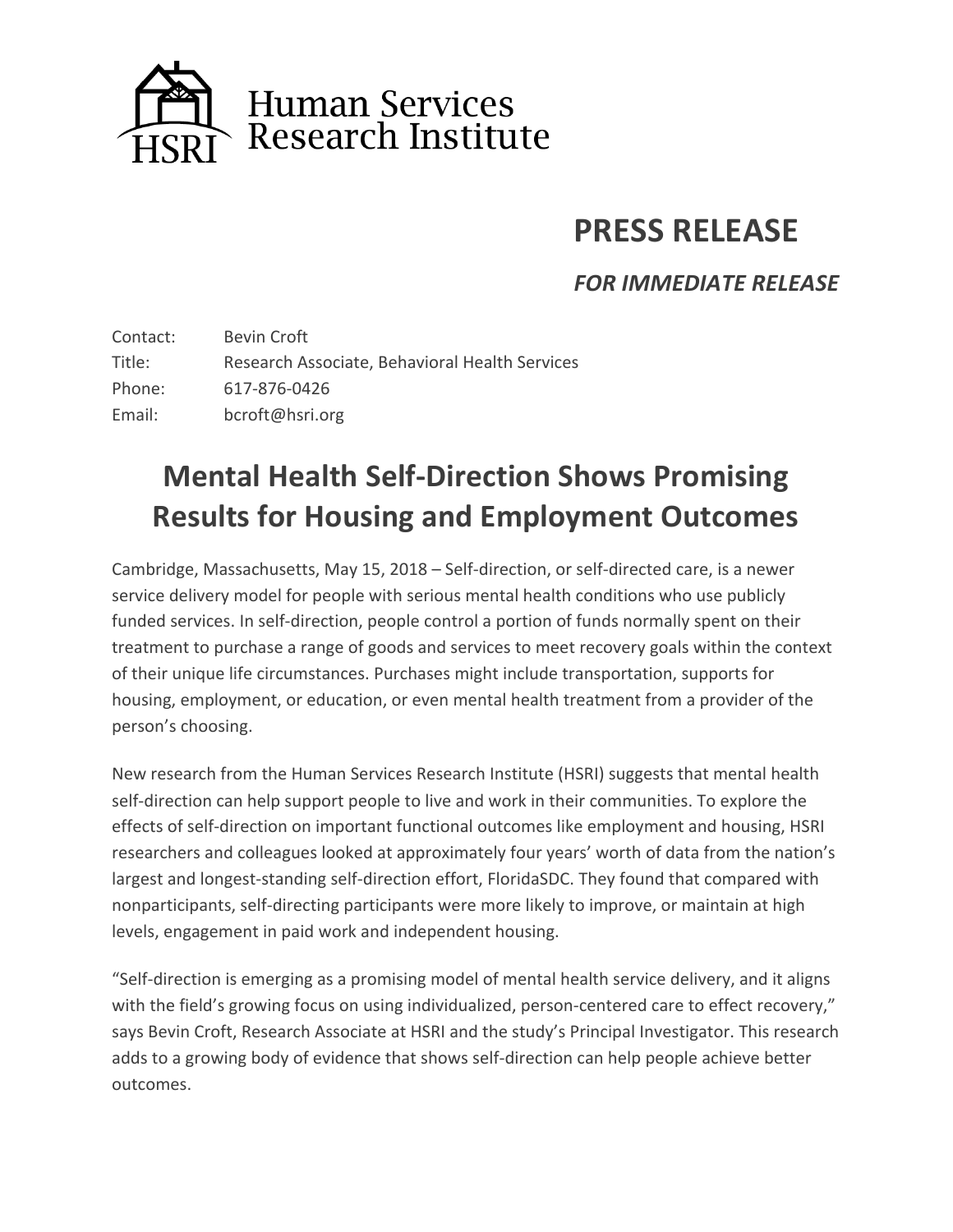Human Services Research Institute

HSRI

# PRESS RELEASE

***FOR IMMEDIATE RELEASE***

Contact: Bevin Croft
Title: Research Associate, Behavioral Health Services
Phone: 617-876-0426
Email: bcroft@hsri.org

## Mental Health Self-Direction Shows Promising Results for Housing and Employment Outcomes

Cambridge, Massachusetts, May 15, 2018 – Self-direction, or self-directed care, is a newer service delivery model for people with serious mental health conditions who use publicly funded services. In self-direction, people control a portion of funds normally spent on their treatment to purchase a range of goods and services to meet recovery goals within the context of their unique life circumstances. Purchases might include transportation, supports for housing, employment, or education, or even mental health treatment from a provider of the person's choosing.

New research from the Human Services Research Institute (HSRI) suggests that mental health self-direction can help support people to live and work in their communities. To explore the effects of self-direction on important functional outcomes like employment and housing, HSRI researchers and colleagues looked at approximately four years' worth of data from the nation's largest and longest-standing self-direction effort, FloridaSDC. They found that compared with nonparticipants, self-directing participants were more likely to improve, or maintain at high levels, engagement in paid work and independent housing.

"Self-direction is emerging as a promising model of mental health service delivery, and it aligns with the field's growing focus on using individualized, person-centered care to effect recovery," says Bevin Croft, Research Associate at HSRI and the study's Principal Investigator. This research adds to a growing body of evidence that shows self-direction can help people achieve better outcomes.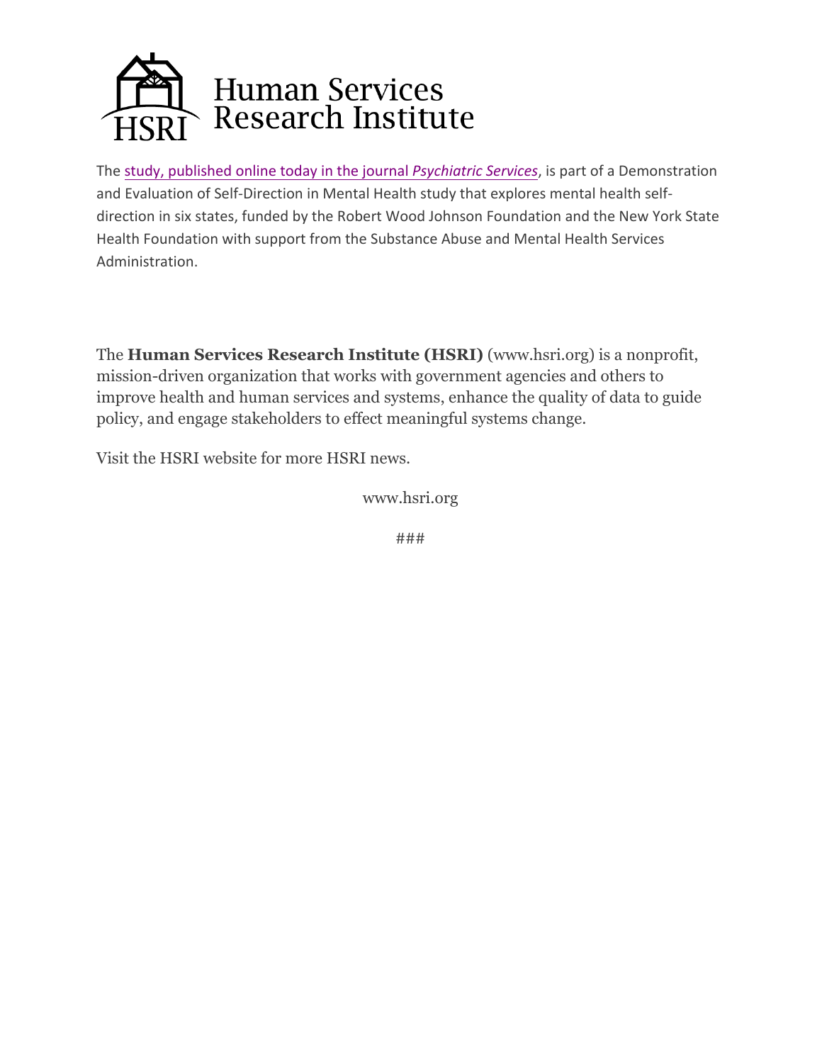# Human Services Research Institute

The study, published online today in the journal *Psychiatric Services*, is part of a Demonstration and Evaluation of Self-Direction in Mental Health study that explores mental health self-direction in six states, funded by the Robert Wood Johnson Foundation and the New York State Health Foundation with support from the Substance Abuse and Mental Health Services Administration.

The **Human Services Research Institute (HSRI)** (www.hsri.org) is a nonprofit, mission-driven organization that works with government agencies and others to improve health and human services and systems, enhance the quality of data to guide policy, and engage stakeholders to effect meaningful systems change.

Visit the HSRI website for more HSRI news.

www.hsri.org

###